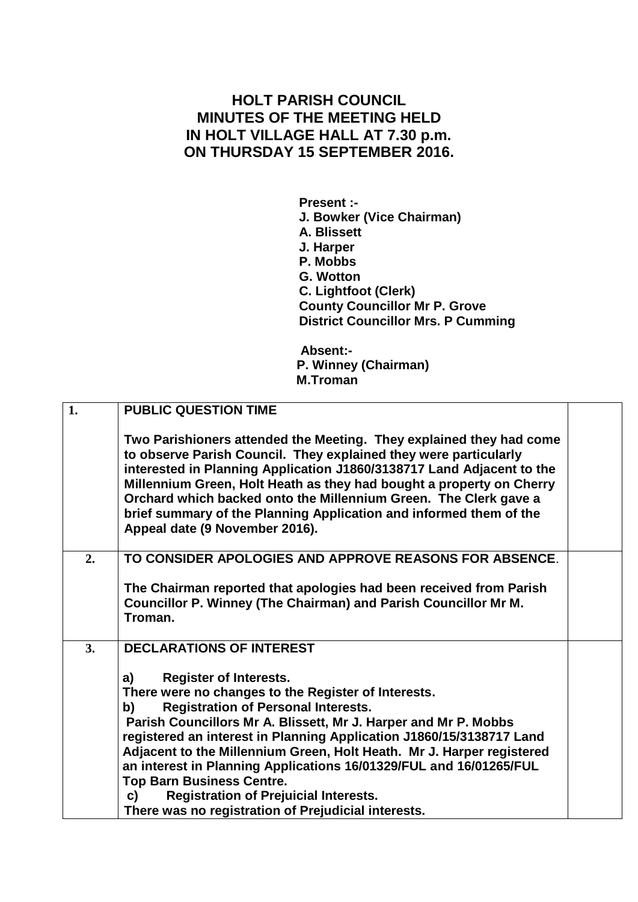# HOLT PARISH COUNCIL
# MINUTES OF THE MEETING HELD
# IN HOLT VILLAGE HALL AT 7.30 p.m.
# ON THURSDAY 15 SEPTEMBER 2016.

**Present :-**
**J. Bowker (Vice Chairman)**
**A. Blissett**
**J. Harper**
**P. Mobbs**
**G. Wotton**
**C. Lightfoot (Clerk)**
**County Councillor Mr P. Grove**
**District Councillor Mrs. P Cumming**

**Absent:-**
**P. Winney (Chairman)**
**M.Troman**

| | | |
|---|---|---|
| **1.** | **PUBLIC QUESTION TIME**<br><br>**Two Parishioners attended the Meeting. They explained they had come to observe Parish Council. They explained they were particularly interested in Planning Application J1860/3138717 Land Adjacent to the Millennium Green, Holt Heath as they had bought a property on Cherry Orchard which backed onto the Millennium Green. The Clerk gave a brief summary of the Planning Application and informed them of the Appeal date (9 November 2016).** | |
| **2.** | **TO CONSIDER APOLOGIES AND APPROVE REASONS FOR ABSENCE.**<br><br>**The Chairman reported that apologies had been received from Parish Councillor P. Winney (The Chairman) and Parish Councillor Mr M. Troman.** | |
| **3.** | **DECLARATIONS OF INTEREST**<br><br>**a) Register of Interests.**<br>**There were no changes to the Register of Interests.**<br>**b) Registration of Personal Interests.**<br>**Parish Councillors Mr A. Blissett, Mr J. Harper and Mr P. Mobbs registered an interest in Planning Application J1860/15/3138717 Land Adjacent to the Millennium Green, Holt Heath. Mr J. Harper registered an interest in Planning Applications 16/01329/FUL and 16/01265/FUL Top Barn Business Centre.**<br>**c) Registration of Prejuicial Interests.**<br>**There was no registration of Prejudicial interests.** | |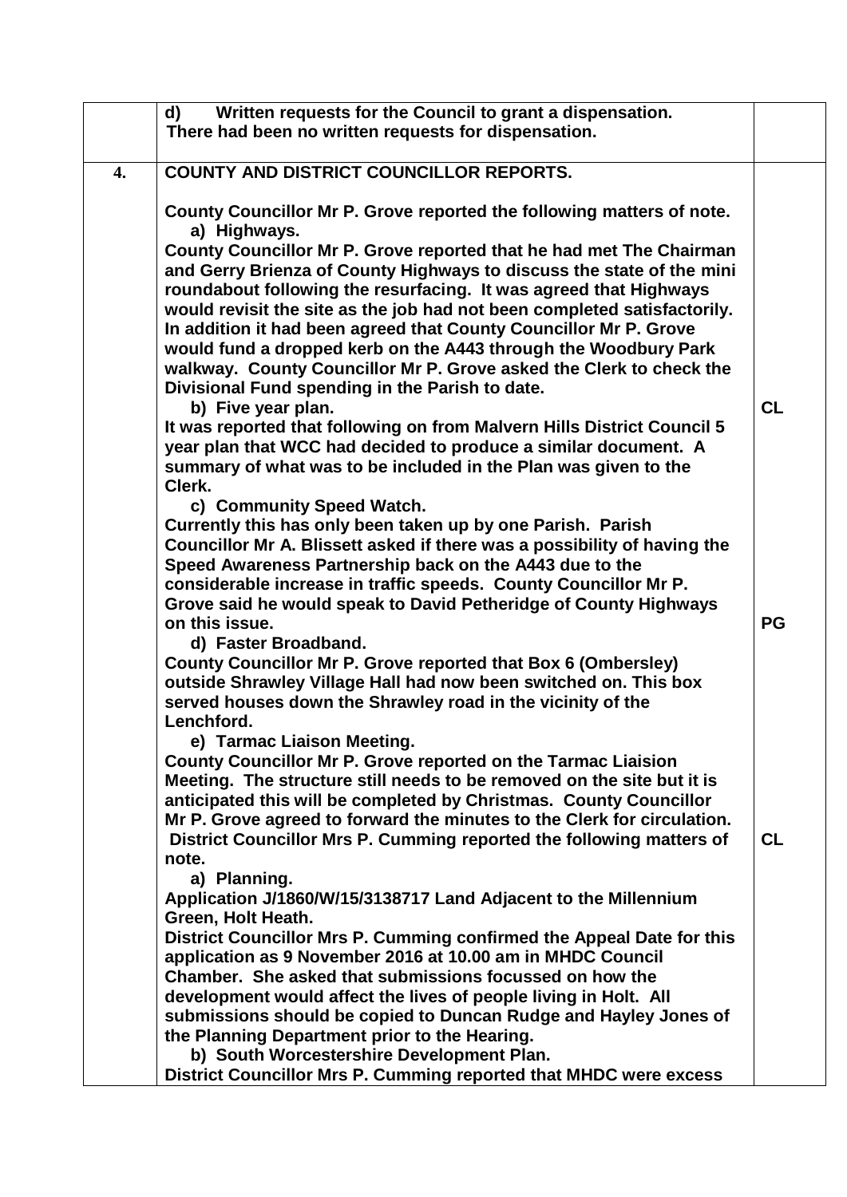| | | |
|---|---|---|
| | **d) Written requests for the Council to grant a dispensation.**<br>**There had been no written requests for dispensation.** | |
| **4.** | **COUNTY AND DISTRICT COUNCILLOR REPORTS.**<br><br>**County Councillor Mr P. Grove reported the following matters of note.**<br>**a) Highways.**<br>**County Councillor Mr P. Grove reported that he had met The Chairman and Gerry Brienza of County Highways to discuss the state of the mini roundabout following the resurfacing. It was agreed that Highways would revisit the site as the job had not been completed satisfactorily. In addition it had been agreed that County Councillor Mr P. Grove would fund a dropped kerb on the A443 through the Woodbury Park walkway. County Councillor Mr P. Grove asked the Clerk to check the Divisional Fund spending in the Parish to date.**<br>**b) Five year plan.**<br>**It was reported that following on from Malvern Hills District Council 5 year plan that WCC had decided to produce a similar document. A summary of what was to be included in the Plan was given to the Clerk.**<br>**c) Community Speed Watch.**<br>**Currently this has only been taken up by one Parish. Parish Councillor Mr A. Blissett asked if there was a possibility of having the Speed Awareness Partnership back on the A443 due to the considerable increase in traffic speeds. County Councillor Mr P. Grove said he would speak to David Petheridge of County Highways on this issue.**<br>**d) Faster Broadband.**<br>**County Councillor Mr P. Grove reported that Box 6 (Ombersley) outside Shrawley Village Hall had now been switched on. This box served houses down the Shrawley road in the vicinity of the Lenchford.**<br>**e) Tarmac Liaison Meeting.**<br>**County Councillor Mr P. Grove reported on the Tarmac Liaision Meeting. The structure still needs to be removed on the site but it is anticipated this will be completed by Christmas. County Councillor Mr P. Grove agreed to forward the minutes to the Clerk for circulation.**<br>**District Councillor Mrs P. Cumming reported the following matters of note.**<br>**a) Planning.**<br>**Application J/1860/W/15/3138717 Land Adjacent to the Millennium Green, Holt Heath.**<br>**District Councillor Mrs P. Cumming confirmed the Appeal Date for this application as 9 November 2016 at 10.00 am in MHDC Council Chamber. She asked that submissions focussed on how the development would affect the lives of people living in Holt. All submissions should be copied to Duncan Rudge and Hayley Jones of the Planning Department prior to the Hearing.**<br>**b) South Worcestershire Development Plan.**<br>**District Councillor Mrs P. Cumming reported that MHDC were excess** | <br><br><br><br><br><br><br><br><br><br>**CL**<br><br><br><br><br><br><br><br><br><br>**PG**<br><br><br><br><br><br><br><br><br>**CL** |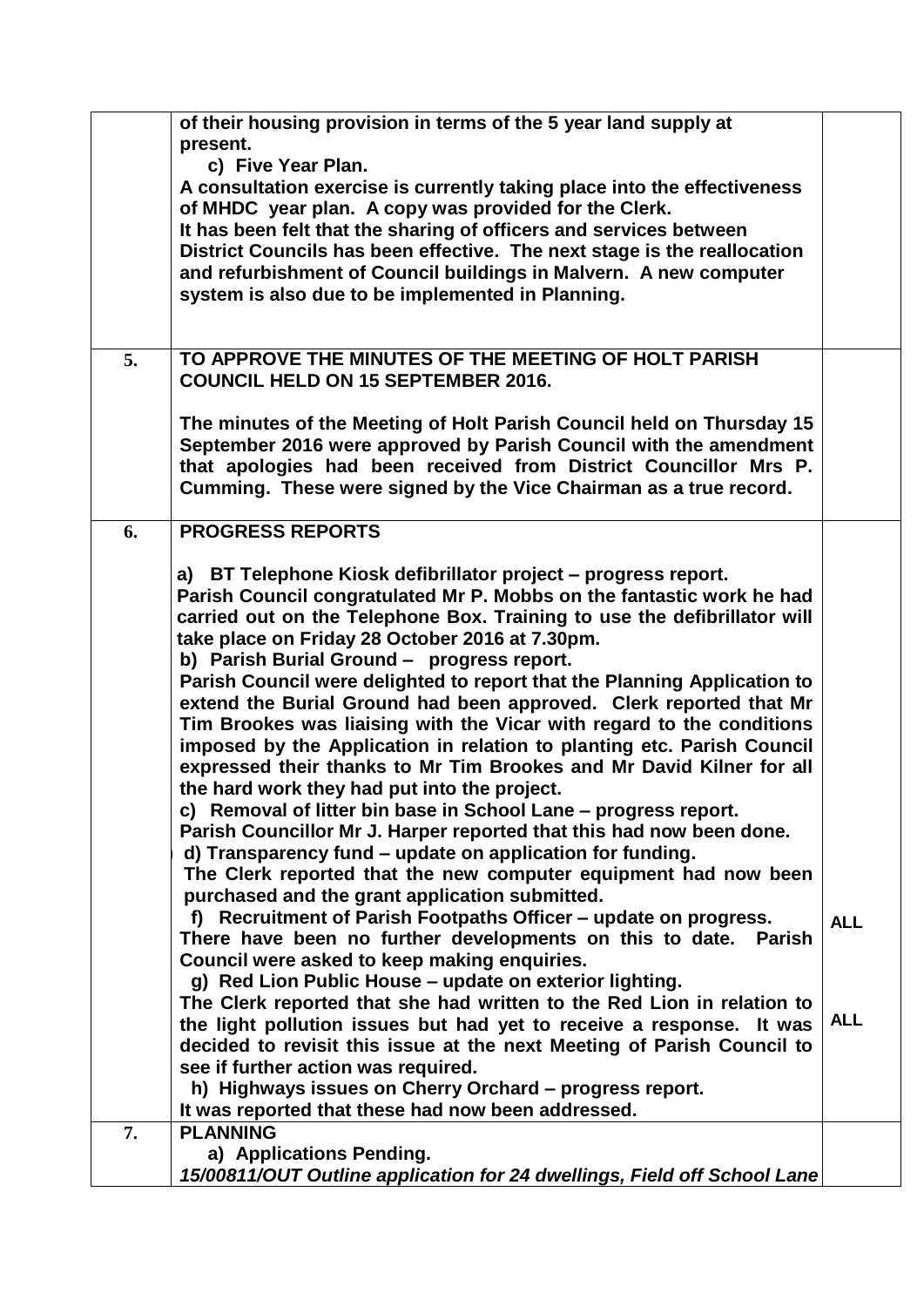| | | |
|---|---|---|
| | **of their housing provision in terms of the 5 year land supply at present.**<br>**c) Five Year Plan.**<br>**A consultation exercise is currently taking place into the effectiveness of MHDC year plan. A copy was provided for the Clerk.**<br>**It has been felt that the sharing of officers and services between District Councils has been effective. The next stage is the reallocation and refurbishment of Council buildings in Malvern. A new computer system is also due to be implemented in Planning.** | |
| **5.** | **TO APPROVE THE MINUTES OF THE MEETING OF HOLT PARISH COUNCIL HELD ON 15 SEPTEMBER 2016.**<br><br>**The minutes of the Meeting of Holt Parish Council held on Thursday 15 September 2016 were approved by Parish Council with the amendment that apologies had been received from District Councillor Mrs P. Cumming. These were signed by the Vice Chairman as a true record.** | |
| **6.** | **PROGRESS REPORTS**<br><br>**a) BT Telephone Kiosk defibrillator project – progress report.**<br>**Parish Council congratulated Mr P. Mobbs on the fantastic work he had carried out on the Telephone Box. Training to use the defibrillator will take place on Friday 28 October 2016 at 7.30pm.**<br>**b) Parish Burial Ground – progress report.**<br>**Parish Council were delighted to report that the Planning Application to extend the Burial Ground had been approved. Clerk reported that Mr Tim Brookes was liaising with the Vicar with regard to the conditions imposed by the Application in relation to planting etc. Parish Council expressed their thanks to Mr Tim Brookes and Mr David Kilner for all the hard work they had put into the project.**<br>**c) Removal of litter bin base in School Lane – progress report.**<br>**Parish Councillor Mr J. Harper reported that this had now been done.**<br>**d) Transparency fund – update on application for funding.**<br>**The Clerk reported that the new computer equipment had now been purchased and the grant application submitted.**<br>**f) Recruitment of Parish Footpaths Officer – update on progress.**<br>**There have been no further developments on this to date. Parish Council were asked to keep making enquiries.**<br>**g) Red Lion Public House – update on exterior lighting.**<br>**The Clerk reported that she had written to the Red Lion in relation to the light pollution issues but had yet to receive a response. It was decided to revisit this issue at the next Meeting of Parish Council to see if further action was required.**<br>**h) Highways issues on Cherry Orchard – progress report.**<br>**It was reported that these had now been addressed.** | **ALL**<br><br>**ALL** |
| **7.** | **PLANNING**<br>**a) Applications Pending.**<br>***15/00811/OUT Outline application for 24 dwellings, Field off School Lane*** | |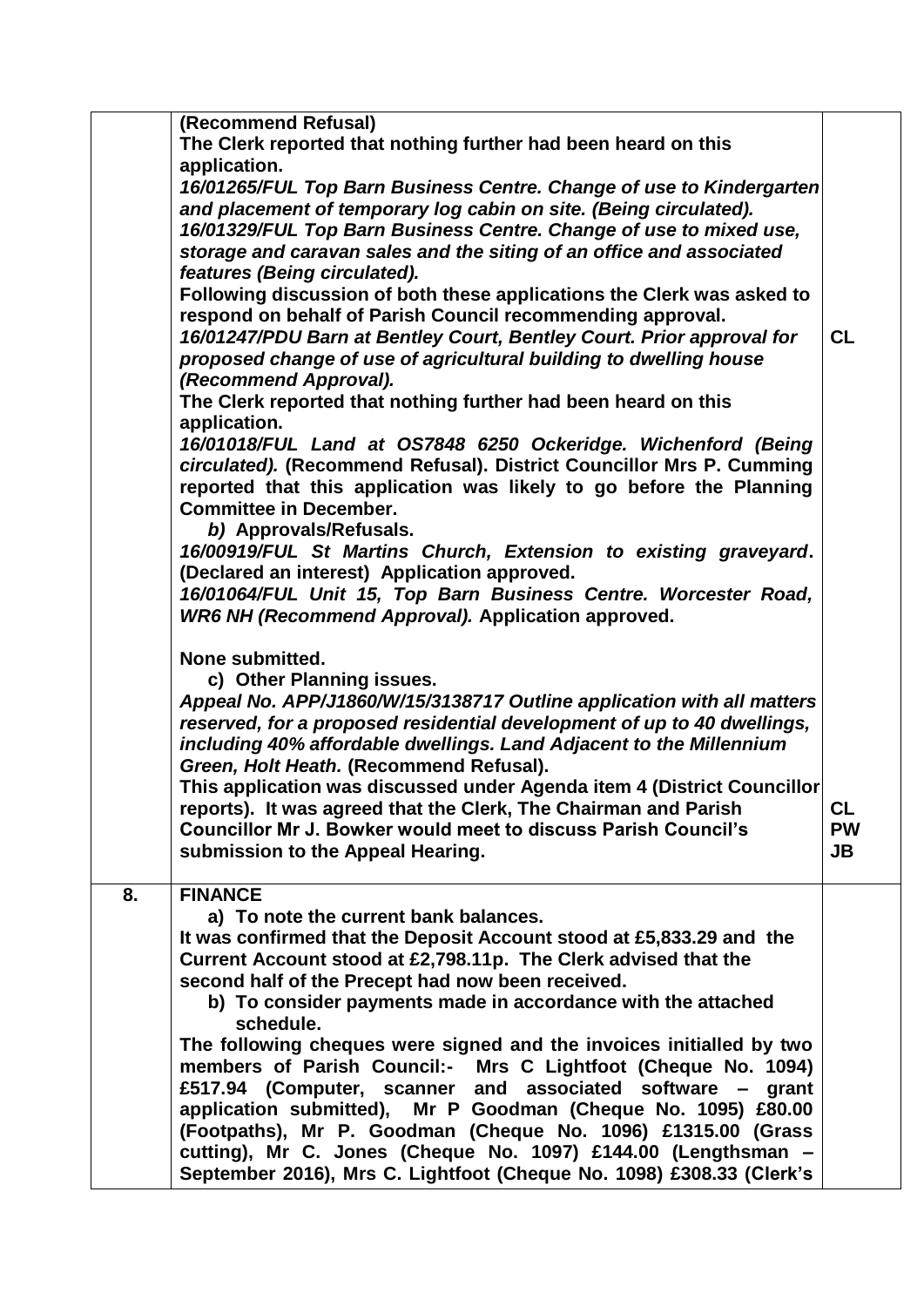| | | |
|---|---|---|
| | **(Recommend Refusal)**<br>**The Clerk reported that nothing further had been heard on this application.**<br>***16/01265/FUL Top Barn Business Centre. Change of use to Kindergarten and placement of temporary log cabin on site. (Being circulated).***<br>***16/01329/FUL Top Barn Business Centre. Change of use to mixed use, storage and caravan sales and the siting of an office and associated features (Being circulated).***<br>**Following discussion of both these applications the Clerk was asked to respond on behalf of Parish Council recommending approval.**<br>***16/01247/PDU Barn at Bentley Court, Bentley Court. Prior approval for proposed change of use of agricultural building to dwelling house (Recommend Approval).***<br>**The Clerk reported that nothing further had been heard on this application.**<br>***16/01018/FUL Land at OS7848 6250 Ockeridge. Wichenford (Being circulated).*** **(Recommend Refusal). District Councillor Mrs P. Cumming reported that this application was likely to go before the Planning Committee in December.**<br>***b)*** **Approvals/Refusals.**<br>***16/00919/FUL St Martins Church, Extension to existing graveyard*****. (Declared an interest) Application approved.**<br>***16/01064/FUL Unit 15, Top Barn Business Centre. Worcester Road, WR6 NH (Recommend Approval).*** **Application approved.**<br><br>**None submitted.**<br>**c) Other Planning issues.**<br>***Appeal No. APP/J1860/W/15/3138717 Outline application with all matters reserved, for a proposed residential development of up to 40 dwellings, including 40% affordable dwellings. Land Adjacent to the Millennium Green, Holt Heath.*** **(Recommend Refusal).**<br>**This application was discussed under Agenda item 4 (District Councillor reports). It was agreed that the Clerk, The Chairman and Parish Councillor Mr J. Bowker would meet to discuss Parish Council's submission to the Appeal Hearing.** | **CL**<br><br>**CL**<br>**PW**<br>**JB** |
| **8.** | **FINANCE**<br>**a) To note the current bank balances.**<br>**It was confirmed that the Deposit Account stood at £5,833.29 and the Current Account stood at £2,798.11p. The Clerk advised that the second half of the Precept had now been received.**<br>**b) To consider payments made in accordance with the attached schedule.**<br>**The following cheques were signed and the invoices initialled by two members of Parish Council:- Mrs C Lightfoot (Cheque No. 1094) £517.94 (Computer, scanner and associated software – grant application submitted), Mr P Goodman (Cheque No. 1095) £80.00 (Footpaths), Mr P. Goodman (Cheque No. 1096) £1315.00 (Grass cutting), Mr C. Jones (Cheque No. 1097) £144.00 (Lengthsman – September 2016), Mrs C. Lightfoot (Cheque No. 1098) £308.33 (Clerk's** | |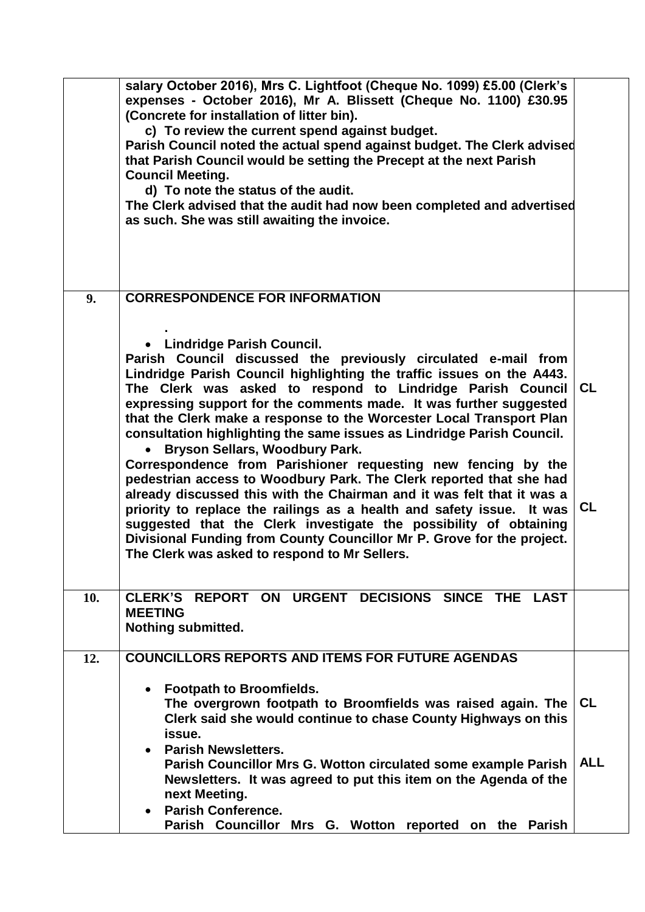| | | |
|---|---|---|
| | **salary October 2016), Mrs C. Lightfoot (Cheque No. 1099) £5.00 (Clerk's expenses - October 2016), Mr A. Blissett (Cheque No. 1100) £30.95 (Concrete for installation of litter bin).**<br>**c) To review the current spend against budget.**<br>**Parish Council noted the actual spend against budget. The Clerk advised that Parish Council would be setting the Precept at the next Parish Council Meeting.**<br>**d) To note the status of the audit.**<br>**The Clerk advised that the audit had now been completed and advertised as such. She was still awaiting the invoice.** | |
| **9.** | **CORRESPONDENCE FOR INFORMATION**<br>.<br>• **Lindridge Parish Council.**<br>**Parish Council discussed the previously circulated e-mail from Lindridge Parish Council highlighting the traffic issues on the A443. The Clerk was asked to respond to Lindridge Parish Council expressing support for the comments made. It was further suggested that the Clerk make a response to the Worcester Local Transport Plan consultation highlighting the same issues as Lindridge Parish Council.**<br>• **Bryson Sellars, Woodbury Park.**<br>**Correspondence from Parishioner requesting new fencing by the pedestrian access to Woodbury Park. The Clerk reported that she had already discussed this with the Chairman and it was felt that it was a priority to replace the railings as a health and safety issue. It was suggested that the Clerk investigate the possibility of obtaining Divisional Funding from County Councillor Mr P. Grove for the project. The Clerk was asked to respond to Mr Sellers.** | **CL**<br><br>**CL** |
| **10.** | **CLERK'S REPORT ON URGENT DECISIONS SINCE THE LAST MEETING**<br>**Nothing submitted.** | |
| **12.** | **COUNCILLORS REPORTS AND ITEMS FOR FUTURE AGENDAS**<br>• **Footpath to Broomfields.**<br>**The overgrown footpath to Broomfields was raised again. The Clerk said she would continue to chase County Highways on this issue.**<br>• **Parish Newsletters.**<br>**Parish Councillor Mrs G. Wotton circulated some example Parish Newsletters. It was agreed to put this item on the Agenda of the next Meeting.**<br>• **Parish Conference.**<br>**Parish Councillor Mrs G. Wotton reported on the Parish** | **CL**<br><br>**ALL** |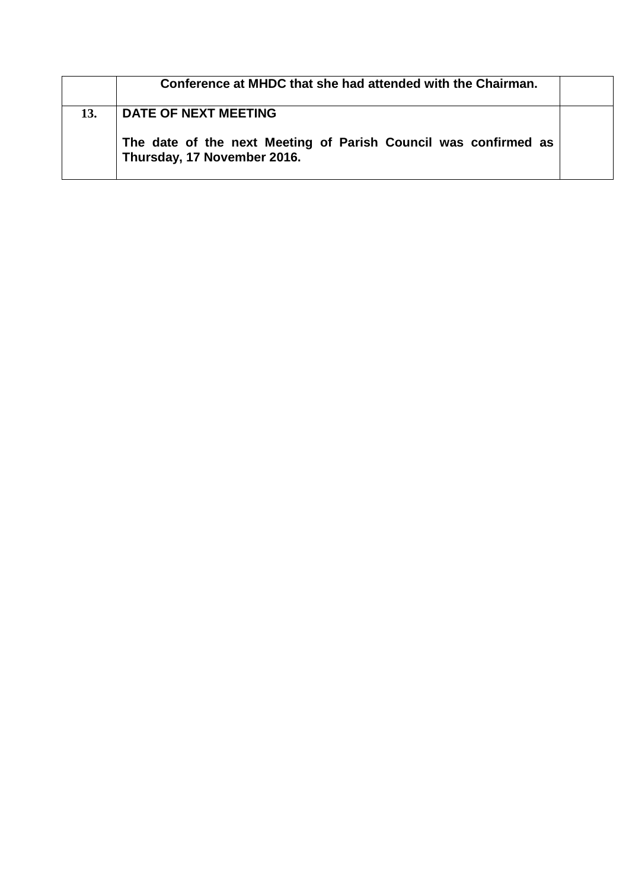| | | |
|---|---|---|
| | **Conference at MHDC that she had attended with the Chairman.** | |
| **13.** | **DATE OF NEXT MEETING**<br><br>**The date of the next Meeting of Parish Council was confirmed as Thursday, 17 November 2016.** | |